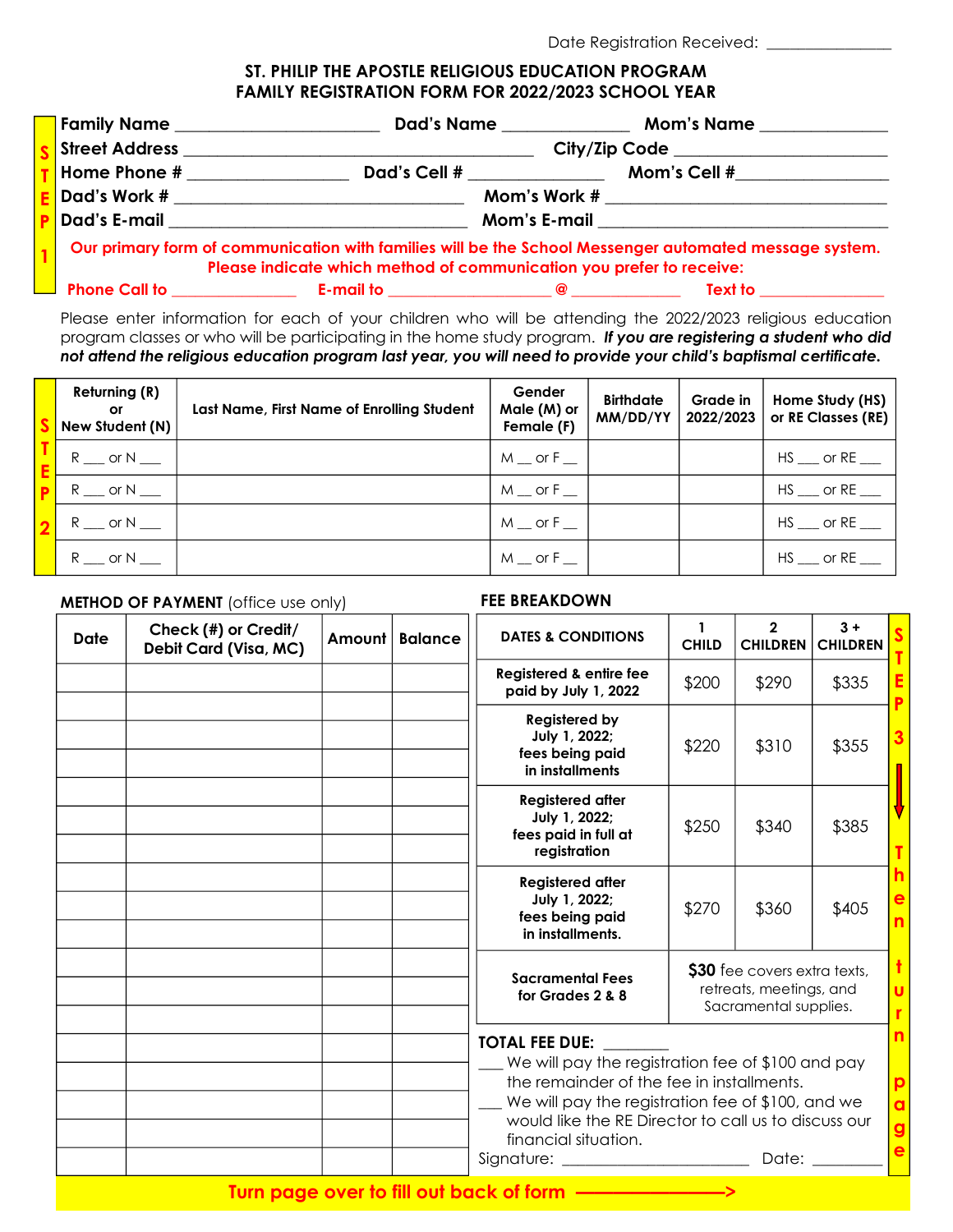Date Registration Received: _______________

# ST. PHILIP THE APOSTLE RELIGIOUS EDUCATION PROGRAM
## FAMILY REGISTRATION FORM FOR 2022/2023 SCHOOL YEAR

**STEP 1**

**Family Name** ______________________ **Dad's Name** ______________ **Mom's Name** ______________

**Street Address** ______________________________________ **City/Zip Code** ________________________

**Home Phone #** _________________ **Dad's Cell #** ______________ **Mom's Cell #**________________

**Dad's Work #** ________________________________ **Mom's Work #** _______________________________

**Dad's E-mail** _________________________________ **Mom's E-mail** _______________________________

**Our primary form of communication with families will be the School Messenger automated message system. Please indicate which method of communication you prefer to receive:**

**Phone Call to** ______________ **E-mail to** __________________ **@** ____________ **Text to** ______________

Please enter information for each of your children who will be attending the 2022/2023 religious education program classes or who will be participating in the home study program. ***If you are registering a student who did not attend the religious education program last year, you will need to provide your child's baptismal certificate.***

**STEP 2**

| Returning (R) or New Student (N) | Last Name, First Name of Enrolling Student | Gender Male (M) or Female (F) | Birthdate MM/DD/YY | Grade in 2022/2023 | Home Study (HS) or RE Classes (RE) |
|---|---|---|---|---|---|
| R ___ or N ___ | | M __ or F __ | | | HS ___ or RE ___ |
| R ___ or N ___ | | M __ or F __ | | | HS ___ or RE ___ |
| R ___ or N ___ | | M __ or F __ | | | HS ___ or RE ___ |
| R ___ or N ___ | | M __ or F __ | | | HS ___ or RE ___ |

**METHOD OF PAYMENT** (office use only)

| Date | Check (#) or Credit/ Debit Card (Visa, MC) | Amount | Balance |
|---|---|---|---|
| | | | |
| | | | |
| | | | |
| | | | |
| | | | |
| | | | |
| | | | |
| | | | |
| | | | |
| | | | |
| | | | |
| | | | |
| | | | |
| | | | |
| | | | |
| | | | |
| | | | |
| | | | |

**FEE BREAKDOWN**

**STEP 3 ↓ Then turn page**

| DATES & CONDITIONS | 1 CHILD | 2 CHILDREN | 3 + CHILDREN |
|---|---|---|---|
| Registered & entire fee paid by July 1, 2022 | $200 | $290 | $335 |
| Registered by July 1, 2022; fees being paid in installments | $220 | $310 | $355 |
| Registered after July 1, 2022; fees paid in full at registration | $250 | $340 | $385 |
| Registered after July 1, 2022; fees being paid in installments. | $270 | $360 | $405 |
| Sacramental Fees for Grades 2 & 8 | **$30** fee covers extra texts, retreats, meetings, and Sacramental supplies. | | |

**TOTAL FEE DUE:** ________

___ We will pay the registration fee of $100 and pay the remainder of the fee in installments.

___ We will pay the registration fee of $100, and we would like the RE Director to call us to discuss our financial situation.

Signature: ______________________ Date: ________

**Turn page over to fill out back of form ————————>**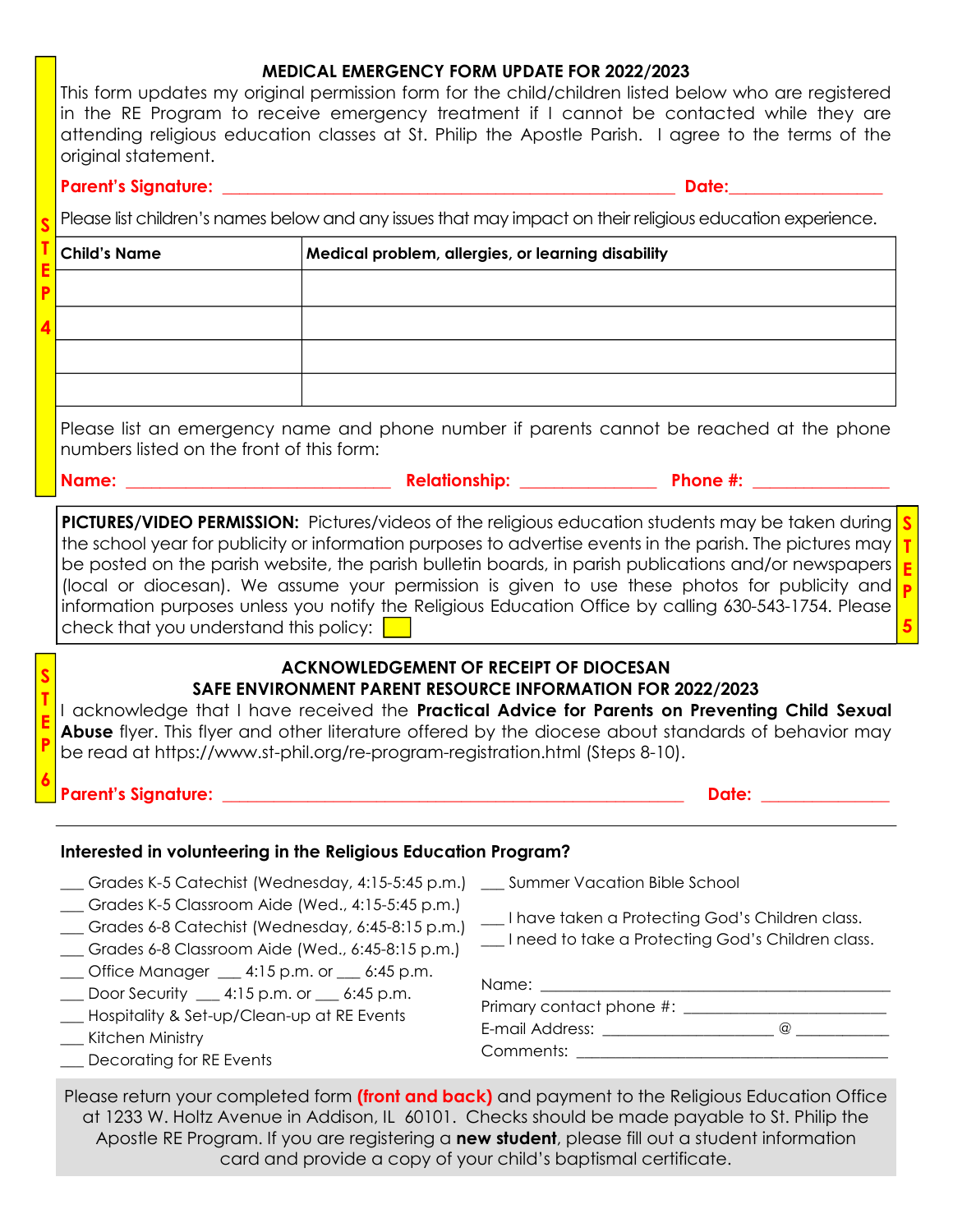# MEDICAL EMERGENCY FORM UPDATE FOR 2022/2023

STEP 4

This form updates my original permission form for the child/children listed below who are registered in the RE Program to receive emergency treatment if I cannot be contacted while they are attending religious education classes at St. Philip the Apostle Parish. I agree to the terms of the original statement.

**Parent's Signature:** ____________________________________________ **Date:**______________

Please list children's names below and any issues that may impact on their religious education experience.

| Child's Name | Medical problem, allergies, or learning disability |
|---|---|
| | |
| | |
| | |
| | |

Please list an emergency name and phone number if parents cannot be reached at the phone numbers listed on the front of this form:

**Name:** ___________________________ **Relationship:** ______________ **Phone #:** ______________

STEP 5

**PICTURES/VIDEO PERMISSION:** Pictures/videos of the religious education students may be taken during the school year for publicity or information purposes to advertise events in the parish. The pictures may be posted on the parish website, the parish bulletin boards, in parish publications and/or newspapers (local or diocesan). We assume your permission is given to use these photos for publicity and information purposes unless you notify the Religious Education Office by calling 630-543-1754. Please check that you understand this policy: ☐

STEP 6

## ACKNOWLEDGEMENT OF RECEIPT OF DIOCESAN SAFE ENVIRONMENT PARENT RESOURCE INFORMATION FOR 2022/2023

I acknowledge that I have received the **Practical Advice for Parents on Preventing Child Sexual Abuse** flyer. This flyer and other literature offered by the diocese about standards of behavior may be read at https://www.st-phil.org/re-program-registration.html (Steps 8-10).

**Parent's Signature:** ____________________________________________ **Date:** ____________

---

### Interested in volunteering in the Religious Education Program?

___ Grades K-5 Catechist (Wednesday, 4:15-5:45 p.m.)
___ Grades K-5 Classroom Aide (Wed., 4:15-5:45 p.m.)
___ Grades 6-8 Catechist (Wednesday, 6:45-8:15 p.m.)
___ Grades 6-8 Classroom Aide (Wed., 6:45-8:15 p.m.)
___ Office Manager ___ 4:15 p.m. or ___ 6:45 p.m.
___ Door Security ___ 4:15 p.m. or ___ 6:45 p.m.
___ Hospitality & Set-up/Clean-up at RE Events
___ Kitchen Ministry
___ Decorating for RE Events
___ Summer Vacation Bible School

___ I have taken a Protecting God's Children class.
___ I need to take a Protecting God's Children class.

Name: ____________________________________
Primary contact phone #: ____________________
E-mail Address: ________________ @ __________
Comments: ________________________________

Please return your completed form **(front and back)** and payment to the Religious Education Office at 1233 W. Holtz Avenue in Addison, IL 60101. Checks should be made payable to St. Philip the Apostle RE Program. If you are registering a **new student**, please fill out a student information card and provide a copy of your child's baptismal certificate.